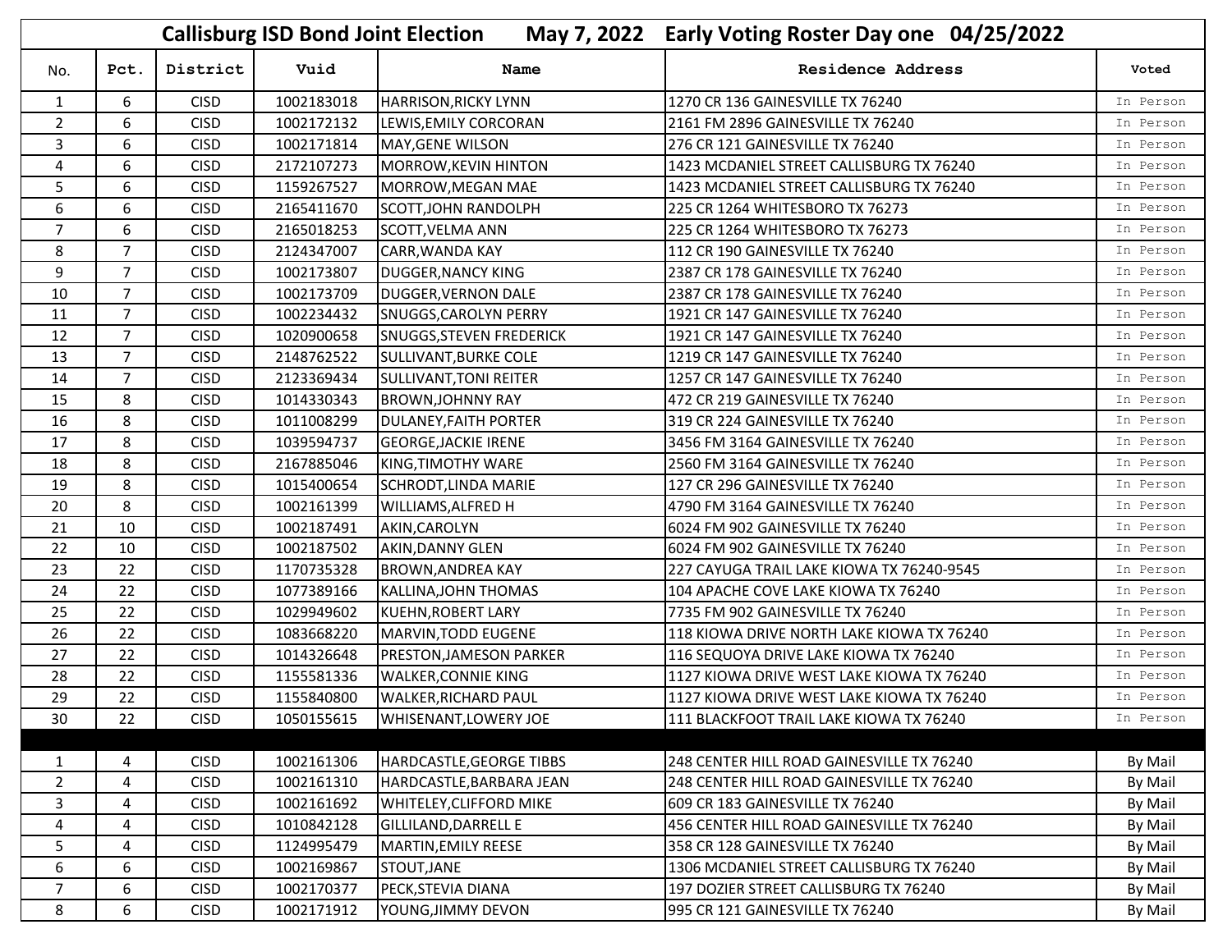# Callisburg ISD Bond Joint Election May 7, 2022 Early Voting Roster Day one 04/25/2022

| No. | Pct. | District | Vuid | Name | Residence Address | Voted |
|---|---|---|---|---|---|---|
| 1 | 6 | CISD | 1002183018 | HARRISON,RICKY LYNN | 1270 CR 136 GAINESVILLE TX 76240 | In Person |
| 2 | 6 | CISD | 1002172132 | LEWIS,EMILY CORCORAN | 2161 FM 2896 GAINESVILLE TX 76240 | In Person |
| 3 | 6 | CISD | 1002171814 | MAY,GENE WILSON | 276 CR 121 GAINESVILLE TX 76240 | In Person |
| 4 | 6 | CISD | 2172107273 | MORROW,KEVIN HINTON | 1423 MCDANIEL STREET CALLISBURG TX 76240 | In Person |
| 5 | 6 | CISD | 1159267527 | MORROW,MEGAN MAE | 1423 MCDANIEL STREET CALLISBURG TX 76240 | In Person |
| 6 | 6 | CISD | 2165411670 | SCOTT,JOHN RANDOLPH | 225 CR 1264 WHITESBORO TX 76273 | In Person |
| 7 | 6 | CISD | 2165018253 | SCOTT,VELMA ANN | 225 CR 1264 WHITESBORO TX 76273 | In Person |
| 8 | 7 | CISD | 2124347007 | CARR,WANDA KAY | 112 CR 190 GAINESVILLE TX 76240 | In Person |
| 9 | 7 | CISD | 1002173807 | DUGGER,NANCY KING | 2387 CR 178 GAINESVILLE TX 76240 | In Person |
| 10 | 7 | CISD | 1002173709 | DUGGER,VERNON DALE | 2387 CR 178 GAINESVILLE TX 76240 | In Person |
| 11 | 7 | CISD | 1002234432 | SNUGGS,CAROLYN PERRY | 1921 CR 147 GAINESVILLE TX 76240 | In Person |
| 12 | 7 | CISD | 1020900658 | SNUGGS,STEVEN FREDERICK | 1921 CR 147 GAINESVILLE TX 76240 | In Person |
| 13 | 7 | CISD | 2148762522 | SULLIVANT,BURKE COLE | 1219 CR 147 GAINESVILLE TX 76240 | In Person |
| 14 | 7 | CISD | 2123369434 | SULLIVANT,TONI REITER | 1257 CR 147 GAINESVILLE TX 76240 | In Person |
| 15 | 8 | CISD | 1014330343 | BROWN,JOHNNY RAY | 472 CR 219 GAINESVILLE TX 76240 | In Person |
| 16 | 8 | CISD | 1011008299 | DULANEY,FAITH PORTER | 319 CR 224 GAINESVILLE TX 76240 | In Person |
| 17 | 8 | CISD | 1039594737 | GEORGE,JACKIE IRENE | 3456 FM 3164 GAINESVILLE TX 76240 | In Person |
| 18 | 8 | CISD | 2167885046 | KING,TIMOTHY WARE | 2560 FM 3164 GAINESVILLE TX 76240 | In Person |
| 19 | 8 | CISD | 1015400654 | SCHRODT,LINDA MARIE | 127 CR 296 GAINESVILLE TX 76240 | In Person |
| 20 | 8 | CISD | 1002161399 | WILLIAMS,ALFRED H | 4790 FM 3164 GAINESVILLE TX 76240 | In Person |
| 21 | 10 | CISD | 1002187491 | AKIN,CAROLYN | 6024 FM 902 GAINESVILLE TX 76240 | In Person |
| 22 | 10 | CISD | 1002187502 | AKIN,DANNY GLEN | 6024 FM 902 GAINESVILLE TX 76240 | In Person |
| 23 | 22 | CISD | 1170735328 | BROWN,ANDREA KAY | 227 CAYUGA TRAIL LAKE KIOWA TX 76240-9545 | In Person |
| 24 | 22 | CISD | 1077389166 | KALLINA,JOHN THOMAS | 104 APACHE COVE LAKE KIOWA TX 76240 | In Person |
| 25 | 22 | CISD | 1029949602 | KUEHN,ROBERT LARY | 7735 FM 902 GAINESVILLE TX 76240 | In Person |
| 26 | 22 | CISD | 1083668220 | MARVIN,TODD EUGENE | 118 KIOWA DRIVE NORTH LAKE KIOWA TX 76240 | In Person |
| 27 | 22 | CISD | 1014326648 | PRESTON,JAMESON PARKER | 116 SEQUOYA DRIVE LAKE KIOWA TX 76240 | In Person |
| 28 | 22 | CISD | 1155581336 | WALKER,CONNIE KING | 1127 KIOWA DRIVE WEST LAKE KIOWA TX 76240 | In Person |
| 29 | 22 | CISD | 1155840800 | WALKER,RICHARD PAUL | 1127 KIOWA DRIVE WEST LAKE KIOWA TX 76240 | In Person |
| 30 | 22 | CISD | 1050155615 | WHISENANT,LOWERY JOE | 111 BLACKFOOT TRAIL LAKE KIOWA TX 76240 | In Person |
| | | | | | | |
| 1 | 4 | CISD | 1002161306 | HARDCASTLE,GEORGE TIBBS | 248 CENTER HILL ROAD GAINESVILLE TX 76240 | By Mail |
| 2 | 4 | CISD | 1002161310 | HARDCASTLE,BARBARA JEAN | 248 CENTER HILL ROAD GAINESVILLE TX 76240 | By Mail |
| 3 | 4 | CISD | 1002161692 | WHITELEY,CLIFFORD MIKE | 609 CR 183 GAINESVILLE TX 76240 | By Mail |
| 4 | 4 | CISD | 1010842128 | GILLILAND,DARRELL E | 456 CENTER HILL ROAD GAINESVILLE TX 76240 | By Mail |
| 5 | 4 | CISD | 1124995479 | MARTIN,EMILY REESE | 358 CR 128 GAINESVILLE TX 76240 | By Mail |
| 6 | 6 | CISD | 1002169867 | STOUT,JANE | 1306 MCDANIEL STREET CALLISBURG TX 76240 | By Mail |
| 7 | 6 | CISD | 1002170377 | PECK,STEVIA DIANA | 197 DOZIER STREET CALLISBURG TX 76240 | By Mail |
| 8 | 6 | CISD | 1002171912 | YOUNG,JIMMY DEVON | 995 CR 121 GAINESVILLE TX 76240 | By Mail |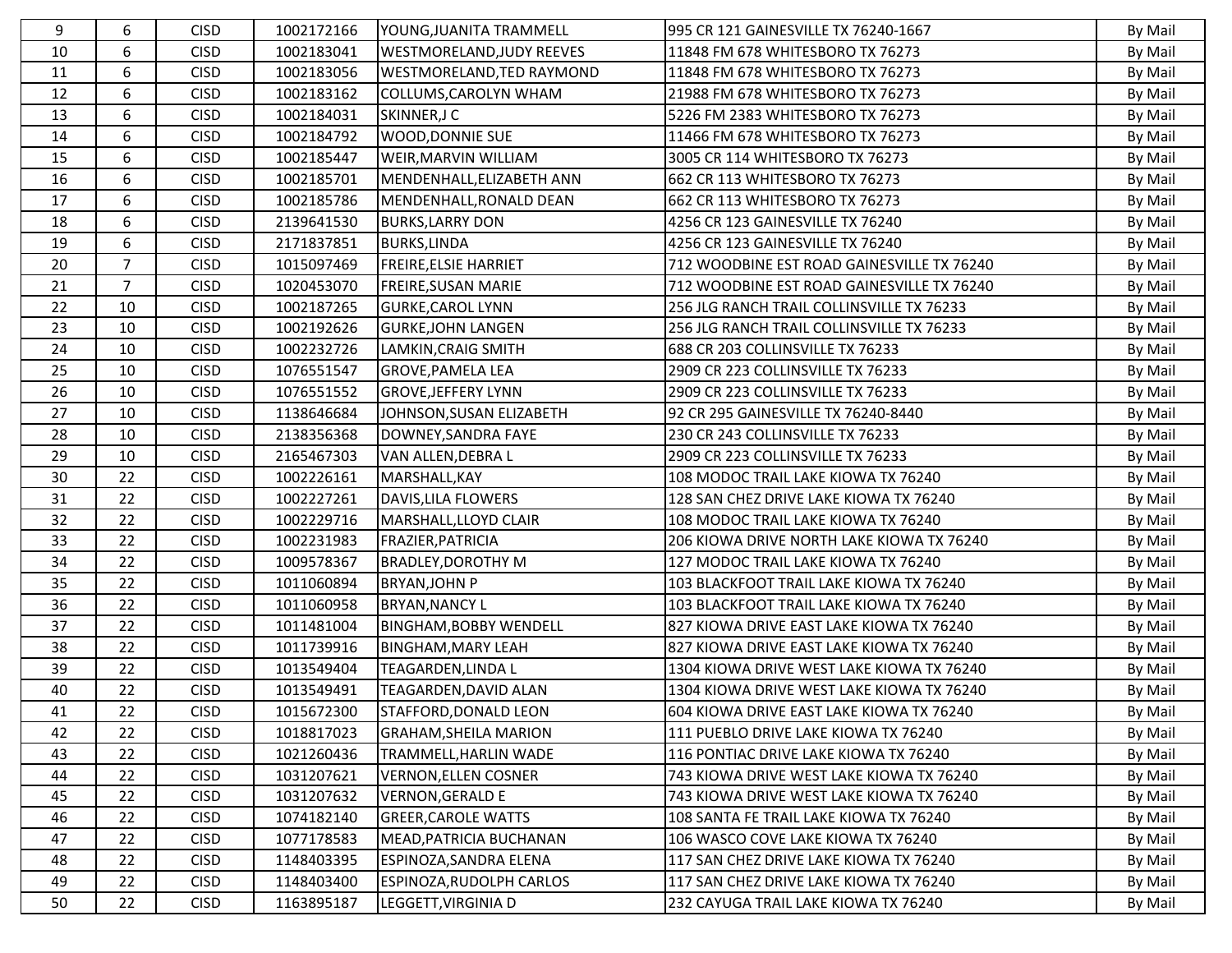| | | | | | | |
|---|---|---|---|---|---|---|
| 9 | 6 | CISD | 1002172166 | YOUNG,JUANITA TRAMMELL | 995 CR 121 GAINESVILLE TX 76240-1667 | By Mail |
| 10 | 6 | CISD | 1002183041 | WESTMORELAND,JUDY REEVES | 11848 FM 678 WHITESBORO TX 76273 | By Mail |
| 11 | 6 | CISD | 1002183056 | WESTMORELAND,TED RAYMOND | 11848 FM 678 WHITESBORO TX 76273 | By Mail |
| 12 | 6 | CISD | 1002183162 | COLLUMS,CAROLYN WHAM | 21988 FM 678 WHITESBORO TX 76273 | By Mail |
| 13 | 6 | CISD | 1002184031 | SKINNER,J C | 5226 FM 2383 WHITESBORO TX 76273 | By Mail |
| 14 | 6 | CISD | 1002184792 | WOOD,DONNIE SUE | 11466 FM 678 WHITESBORO TX 76273 | By Mail |
| 15 | 6 | CISD | 1002185447 | WEIR,MARVIN WILLIAM | 3005 CR 114 WHITESBORO TX 76273 | By Mail |
| 16 | 6 | CISD | 1002185701 | MENDENHALL,ELIZABETH ANN | 662 CR 113 WHITESBORO TX 76273 | By Mail |
| 17 | 6 | CISD | 1002185786 | MENDENHALL,RONALD DEAN | 662 CR 113 WHITESBORO TX 76273 | By Mail |
| 18 | 6 | CISD | 2139641530 | BURKS,LARRY DON | 4256 CR 123 GAINESVILLE TX 76240 | By Mail |
| 19 | 6 | CISD | 2171837851 | BURKS,LINDA | 4256 CR 123 GAINESVILLE TX 76240 | By Mail |
| 20 | 7 | CISD | 1015097469 | FREIRE,ELSIE HARRIET | 712 WOODBINE EST ROAD GAINESVILLE TX 76240 | By Mail |
| 21 | 7 | CISD | 1020453070 | FREIRE,SUSAN MARIE | 712 WOODBINE EST ROAD GAINESVILLE TX 76240 | By Mail |
| 22 | 10 | CISD | 1002187265 | GURKE,CAROL LYNN | 256 JLG RANCH TRAIL COLLINSVILLE TX 76233 | By Mail |
| 23 | 10 | CISD | 1002192626 | GURKE,JOHN LANGEN | 256 JLG RANCH TRAIL COLLINSVILLE TX 76233 | By Mail |
| 24 | 10 | CISD | 1002232726 | LAMKIN,CRAIG SMITH | 688 CR 203 COLLINSVILLE TX 76233 | By Mail |
| 25 | 10 | CISD | 1076551547 | GROVE,PAMELA LEA | 2909 CR 223 COLLINSVILLE TX 76233 | By Mail |
| 26 | 10 | CISD | 1076551552 | GROVE,JEFFERY LYNN | 2909 CR 223 COLLINSVILLE TX 76233 | By Mail |
| 27 | 10 | CISD | 1138646684 | JOHNSON,SUSAN ELIZABETH | 92 CR 295 GAINESVILLE TX 76240-8440 | By Mail |
| 28 | 10 | CISD | 2138356368 | DOWNEY,SANDRA FAYE | 230 CR 243 COLLINSVILLE TX 76233 | By Mail |
| 29 | 10 | CISD | 2165467303 | VAN ALLEN,DEBRA L | 2909 CR 223 COLLINSVILLE TX 76233 | By Mail |
| 30 | 22 | CISD | 1002226161 | MARSHALL,KAY | 108 MODOC TRAIL LAKE KIOWA TX 76240 | By Mail |
| 31 | 22 | CISD | 1002227261 | DAVIS,LILA FLOWERS | 128 SAN CHEZ DRIVE LAKE KIOWA TX 76240 | By Mail |
| 32 | 22 | CISD | 1002229716 | MARSHALL,LLOYD CLAIR | 108 MODOC TRAIL LAKE KIOWA TX 76240 | By Mail |
| 33 | 22 | CISD | 1002231983 | FRAZIER,PATRICIA | 206 KIOWA DRIVE NORTH LAKE KIOWA TX 76240 | By Mail |
| 34 | 22 | CISD | 1009578367 | BRADLEY,DOROTHY M | 127 MODOC TRAIL LAKE KIOWA TX 76240 | By Mail |
| 35 | 22 | CISD | 1011060894 | BRYAN,JOHN P | 103 BLACKFOOT TRAIL LAKE KIOWA TX 76240 | By Mail |
| 36 | 22 | CISD | 1011060958 | BRYAN,NANCY L | 103 BLACKFOOT TRAIL LAKE KIOWA TX 76240 | By Mail |
| 37 | 22 | CISD | 1011481004 | BINGHAM,BOBBY WENDELL | 827 KIOWA DRIVE EAST LAKE KIOWA TX 76240 | By Mail |
| 38 | 22 | CISD | 1011739916 | BINGHAM,MARY LEAH | 827 KIOWA DRIVE EAST LAKE KIOWA TX 76240 | By Mail |
| 39 | 22 | CISD | 1013549404 | TEAGARDEN,LINDA L | 1304 KIOWA DRIVE WEST LAKE KIOWA TX 76240 | By Mail |
| 40 | 22 | CISD | 1013549491 | TEAGARDEN,DAVID ALAN | 1304 KIOWA DRIVE WEST LAKE KIOWA TX 76240 | By Mail |
| 41 | 22 | CISD | 1015672300 | STAFFORD,DONALD LEON | 604 KIOWA DRIVE EAST LAKE KIOWA TX 76240 | By Mail |
| 42 | 22 | CISD | 1018817023 | GRAHAM,SHEILA MARION | 111 PUEBLO DRIVE LAKE KIOWA TX 76240 | By Mail |
| 43 | 22 | CISD | 1021260436 | TRAMMELL,HARLIN WADE | 116 PONTIAC DRIVE LAKE KIOWA TX 76240 | By Mail |
| 44 | 22 | CISD | 1031207621 | VERNON,ELLEN COSNER | 743 KIOWA DRIVE WEST LAKE KIOWA TX 76240 | By Mail |
| 45 | 22 | CISD | 1031207632 | VERNON,GERALD E | 743 KIOWA DRIVE WEST LAKE KIOWA TX 76240 | By Mail |
| 46 | 22 | CISD | 1074182140 | GREER,CAROLE WATTS | 108 SANTA FE TRAIL LAKE KIOWA TX 76240 | By Mail |
| 47 | 22 | CISD | 1077178583 | MEAD,PATRICIA BUCHANAN | 106 WASCO COVE LAKE KIOWA TX 76240 | By Mail |
| 48 | 22 | CISD | 1148403395 | ESPINOZA,SANDRA ELENA | 117 SAN CHEZ DRIVE LAKE KIOWA TX 76240 | By Mail |
| 49 | 22 | CISD | 1148403400 | ESPINOZA,RUDOLPH CARLOS | 117 SAN CHEZ DRIVE LAKE KIOWA TX 76240 | By Mail |
| 50 | 22 | CISD | 1163895187 | LEGGETT,VIRGINIA D | 232 CAYUGA TRAIL LAKE KIOWA TX 76240 | By Mail |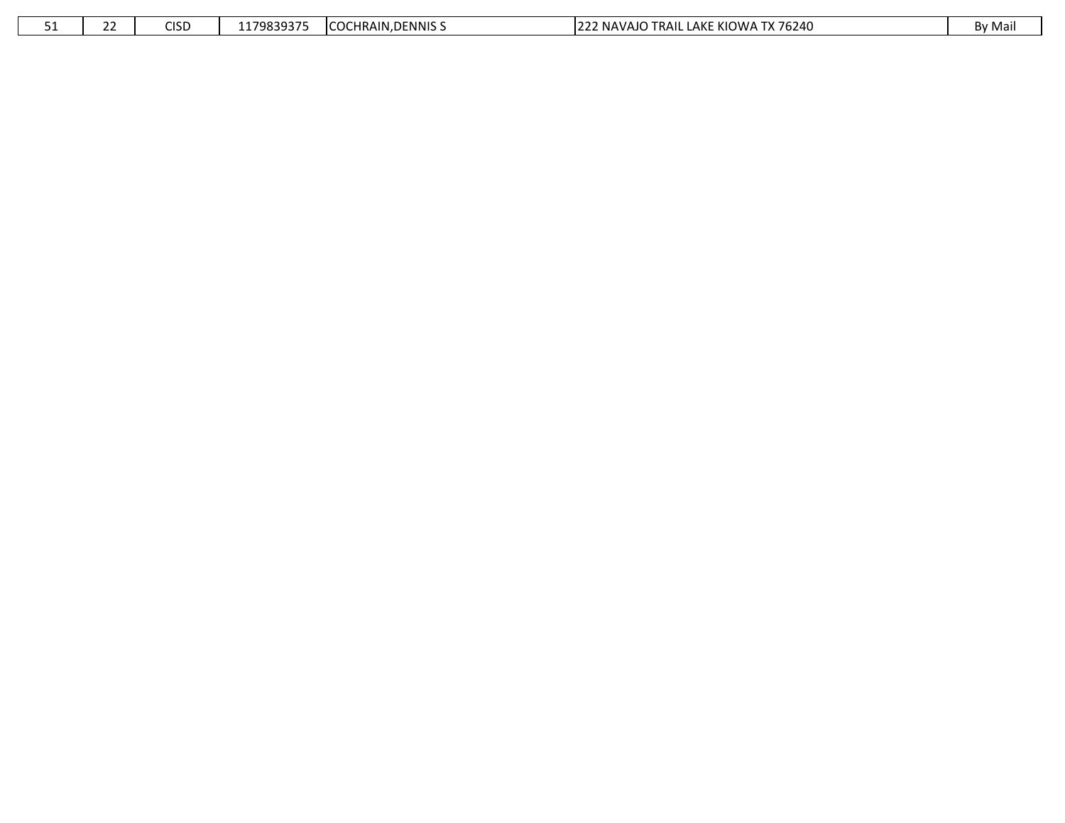| | | | | | | |
|---|---|---|---|---|---|---|
| 51 | 22 | CISD | 1179839375 | COCHRAIN,DENNIS S | 222 NAVAJO TRAIL LAKE KIOWA TX 76240 | By Mail |